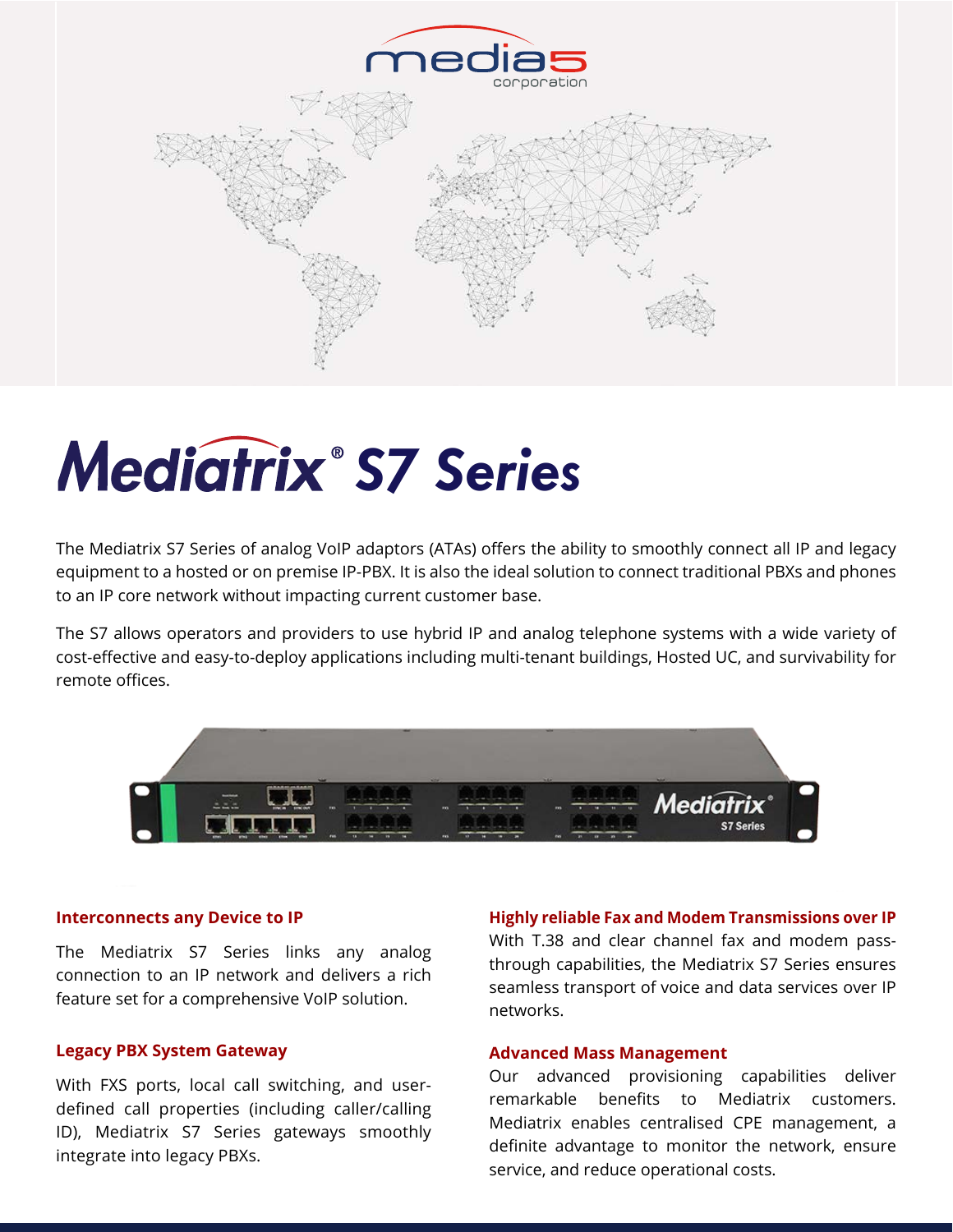# Mediatrix® S7 Series

The Mediatrix S7 Series of analog VoIP adaptors (ATAs) offers the ability to smoothly connect all IP and legacy equipment to a hosted or on premise IP-PBX. It is also the ideal solution to connect traditional PBXs and phones to an IP core network without impacting current customer base.

The S7 allows operators and providers to use hybrid IP and analog telephone systems with a wide variety of cost-effective and easy-to-deploy applications including multi-tenant buildings, Hosted UC, and survivability for remote offices.

### Interconnects any Device to IP

The Mediatrix S7 Series links any analog connection to an IP network and delivers a rich feature set for a comprehensive VoIP solution.

### Legacy PBX System Gateway

With FXS ports, local call switching, and user-defined call properties (including caller/calling ID), Mediatrix S7 Series gateways smoothly integrate into legacy PBXs.

### Highly reliable Fax and Modem Transmissions over IP

With T.38 and clear channel fax and modem pass-through capabilities, the Mediatrix S7 Series ensures seamless transport of voice and data services over IP networks.

### Advanced Mass Management

Our advanced provisioning capabilities deliver remarkable benefits to Mediatrix customers. Mediatrix enables centralised CPE management, a definite advantage to monitor the network, ensure service, and reduce operational costs.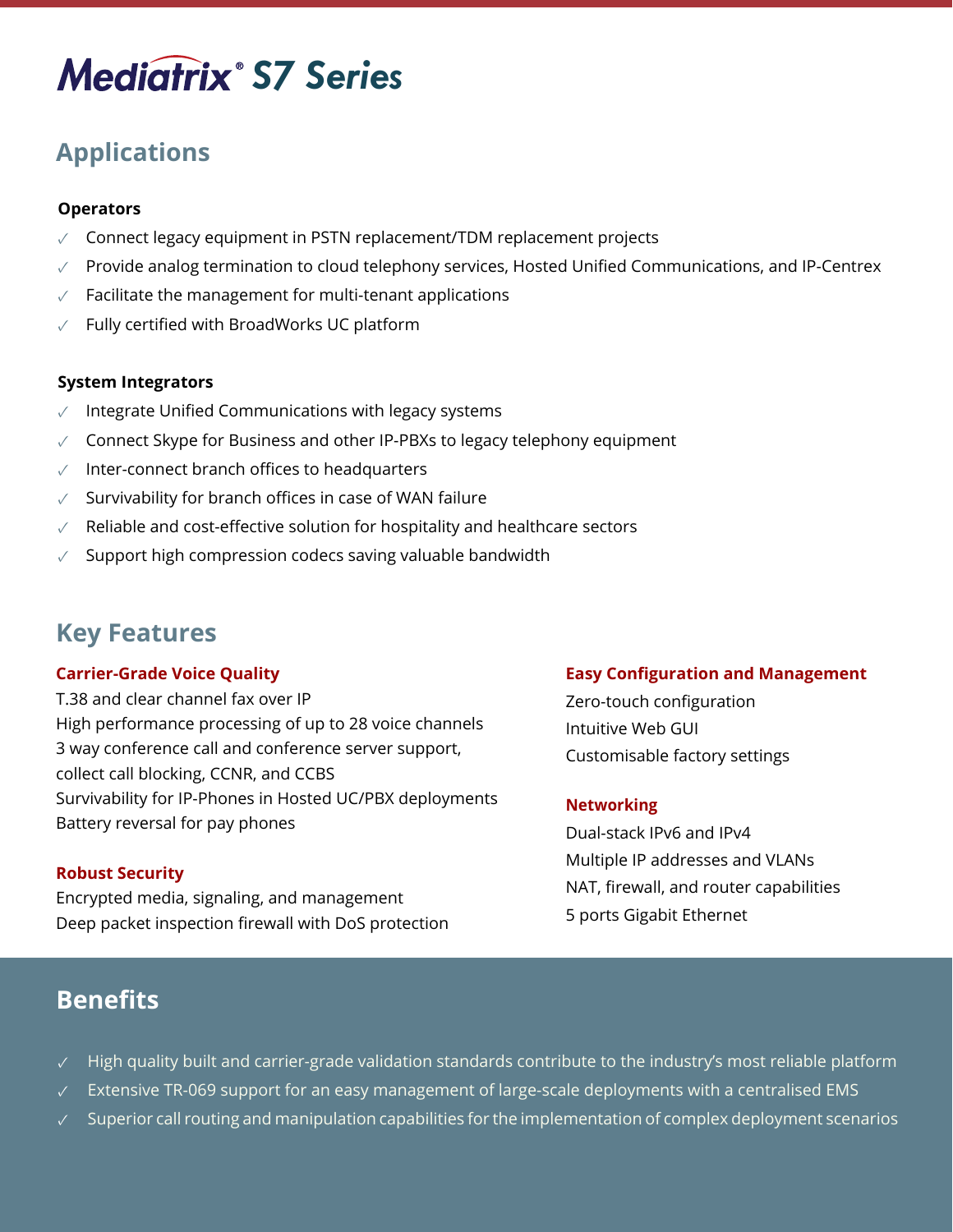# Mediatrix® S7 Series

## Applications

**Operators**

- ✓ Connect legacy equipment in PSTN replacement/TDM replacement projects
- ✓ Provide analog termination to cloud telephony services, Hosted Unified Communications, and IP-Centrex
- ✓ Facilitate the management for multi-tenant applications
- ✓ Fully certified with BroadWorks UC platform

**System Integrators**

- ✓ Integrate Unified Communications with legacy systems
- ✓ Connect Skype for Business and other IP-PBXs to legacy telephony equipment
- ✓ Inter-connect branch offices to headquarters
- ✓ Survivability for branch offices in case of WAN failure
- ✓ Reliable and cost-effective solution for hospitality and healthcare sectors
- ✓ Support high compression codecs saving valuable bandwidth

## Key Features

### Carrier-Grade Voice Quality

T.38 and clear channel fax over IP
High performance processing of up to 28 voice channels
3 way conference call and conference server support, collect call blocking, CCNR, and CCBS
Survivability for IP-Phones in Hosted UC/PBX deployments
Battery reversal for pay phones

### Robust Security

Encrypted media, signaling, and management
Deep packet inspection firewall with DoS protection

### Easy Configuration and Management

Zero-touch configuration
Intuitive Web GUI
Customisable factory settings

### Networking

Dual-stack IPv6 and IPv4
Multiple IP addresses and VLANs
NAT, firewall, and router capabilities
5 ports Gigabit Ethernet

## Benefits

- ✓ High quality built and carrier-grade validation standards contribute to the industry's most reliable platform
- ✓ Extensive TR-069 support for an easy management of large-scale deployments with a centralised EMS
- ✓ Superior call routing and manipulation capabilities for the implementation of complex deployment scenarios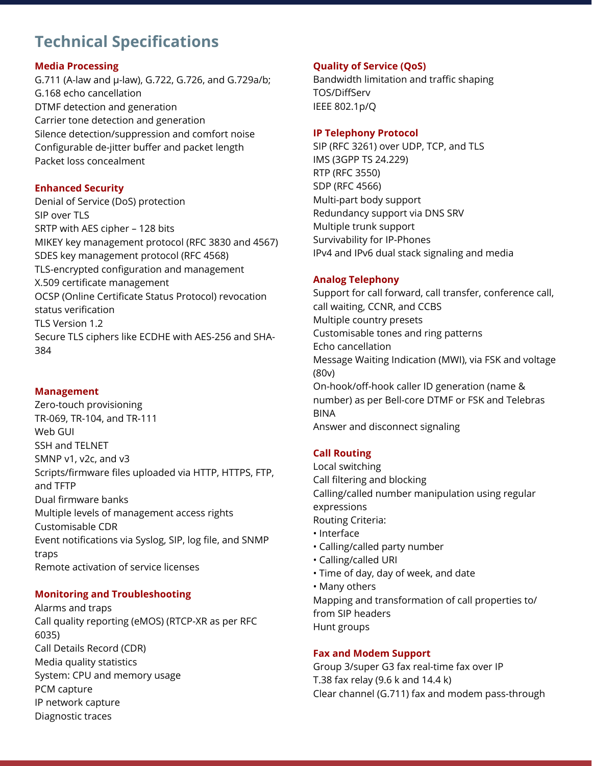# Technical Specifications

### Media Processing

G.711 (A-law and µ-law), G.722, G.726, and G.729a/b;
G.168 echo cancellation
DTMF detection and generation
Carrier tone detection and generation
Silence detection/suppression and comfort noise
Configurable de-jitter buffer and packet length
Packet loss concealment

### Enhanced Security

Denial of Service (DoS) protection
SIP over TLS
SRTP with AES cipher – 128 bits
MIKEY key management protocol (RFC 3830 and 4567)
SDES key management protocol (RFC 4568)
TLS-encrypted configuration and management
X.509 certificate management
OCSP (Online Certificate Status Protocol) revocation status verification
TLS Version 1.2
Secure TLS ciphers like ECDHE with AES-256 and SHA-384

### Management

Zero-touch provisioning
TR-069, TR-104, and TR-111
Web GUI
SSH and TELNET
SMNP v1, v2c, and v3
Scripts/firmware files uploaded via HTTP, HTTPS, FTP, and TFTP
Dual firmware banks
Multiple levels of management access rights
Customisable CDR
Event notifications via Syslog, SIP, log file, and SNMP traps
Remote activation of service licenses

### Monitoring and Troubleshooting

Alarms and traps
Call quality reporting (eMOS) (RTCP-XR as per RFC 6035)
Call Details Record (CDR)
Media quality statistics
System: CPU and memory usage
PCM capture
IP network capture
Diagnostic traces

### Quality of Service (QoS)

Bandwidth limitation and traffic shaping
TOS/DiffServ
IEEE 802.1p/Q

### IP Telephony Protocol

SIP (RFC 3261) over UDP, TCP, and TLS
IMS (3GPP TS 24.229)
RTP (RFC 3550)
SDP (RFC 4566)
Multi-part body support
Redundancy support via DNS SRV
Multiple trunk support
Survivability for IP-Phones
IPv4 and IPv6 dual stack signaling and media

### Analog Telephony

Support for call forward, call transfer, conference call, call waiting, CCNR, and CCBS
Multiple country presets
Customisable tones and ring patterns
Echo cancellation
Message Waiting Indication (MWI), via FSK and voltage (80v)
On-hook/off-hook caller ID generation (name & number) as per Bell-core DTMF or FSK and Telebras BINA
Answer and disconnect signaling

### Call Routing

Local switching
Call filtering and blocking
Calling/called number manipulation using regular expressions
Routing Criteria:

- Interface
- Calling/called party number
- Calling/called URI
- Time of day, day of week, and date
- Many others

Mapping and transformation of call properties to/from SIP headers
Hunt groups

### Fax and Modem Support

Group 3/super G3 fax real-time fax over IP
T.38 fax relay (9.6 k and 14.4 k)
Clear channel (G.711) fax and modem pass-through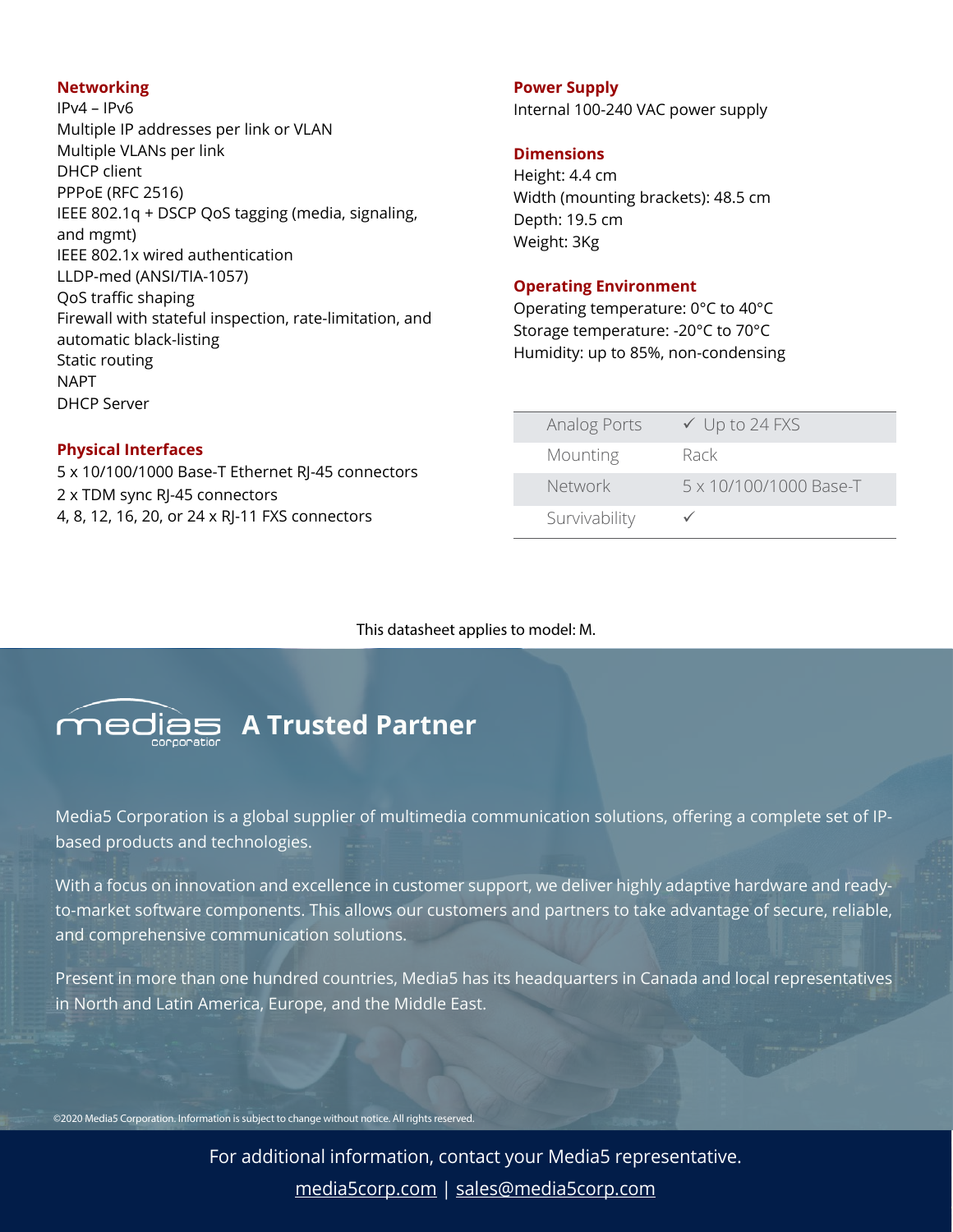### Networking

IPv4 – IPv6
Multiple IP addresses per link or VLAN
Multiple VLANs per link
DHCP client
PPPoE (RFC 2516)
IEEE 802.1q + DSCP QoS tagging (media, signaling, and mgmt)
IEEE 802.1x wired authentication
LLDP-med (ANSI/TIA-1057)
QoS traffic shaping
Firewall with stateful inspection, rate-limitation, and automatic black-listing
Static routing
NAPT
DHCP Server

### Physical Interfaces

5 x 10/100/1000 Base-T Ethernet RJ-45 connectors
2 x TDM sync RJ-45 connectors
4, 8, 12, 16, 20, or 24 x RJ-11 FXS connectors

### Power Supply

Internal 100-240 VAC power supply

### Dimensions

Height: 4.4 cm
Width (mounting brackets): 48.5 cm
Depth: 19.5 cm
Weight: 3Kg

### Operating Environment

Operating temperature: 0°C to 40°C
Storage temperature: -20°C to 70°C
Humidity: up to 85%, non-condensing

| | |
|---|---|
| Analog Ports | ✓ Up to 24 FXS |
| Mounting | Rack |
| Network | 5 x 10/100/1000 Base-T |
| Survivability | ✓ |

This datasheet applies to model: M.

## A Trusted Partner

Media5 Corporation is a global supplier of multimedia communication solutions, offering a complete set of IP-based products and technologies.

With a focus on innovation and excellence in customer support, we deliver highly adaptive hardware and ready-to-market software components. This allows our customers and partners to take advantage of secure, reliable, and comprehensive communication solutions.

Present in more than one hundred countries, Media5 has its headquarters in Canada and local representatives in North and Latin America, Europe, and the Middle East.

©2020 Media5 Corporation. Information is subject to change without notice. All rights reserved.

For additional information, contact your Media5 representative.

media5corp.com | sales@media5corp.com